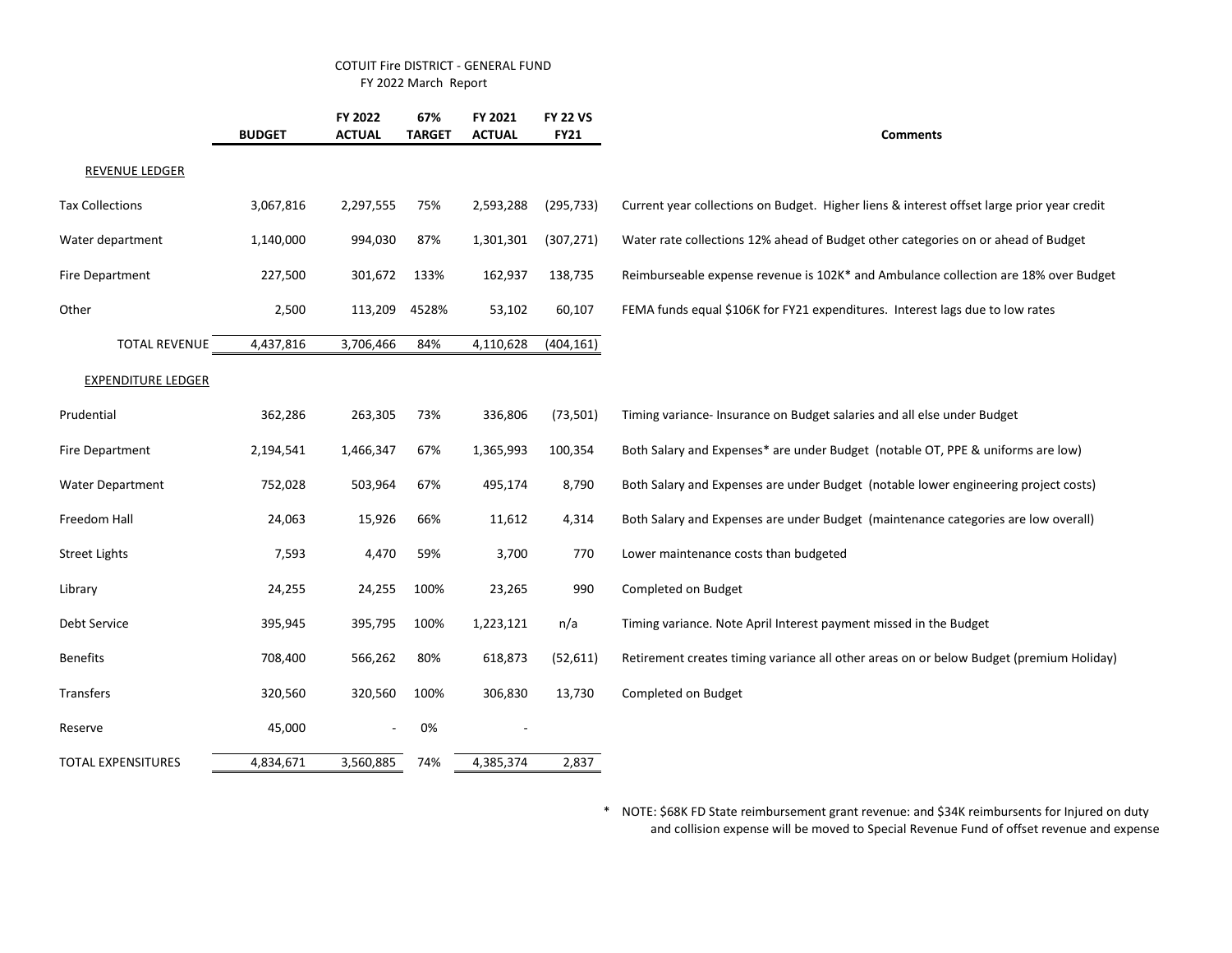COTUIT Fire DISTRICT - GENERAL FUND

FY 2022 March Report

| | BUDGET | FY 2022 ACTUAL | 67% TARGET | FY 2021 ACTUAL | FY 22 VS FY21 | Comments |
|---|---|---|---|---|---|---|
| REVENUE LEDGER | | | | | | |
| Tax Collections | 3,067,816 | 2,297,555 | 75% | 2,593,288 | (295,733) | Current year collections on Budget. Higher liens & interest offset large prior year credit |
| Water department | 1,140,000 | 994,030 | 87% | 1,301,301 | (307,271) | Water rate collections 12% ahead of Budget other categories on or ahead of Budget |
| Fire Department | 227,500 | 301,672 | 133% | 162,937 | 138,735 | Reimburseable expense revenue is 102K* and Ambulance collection are 18% over Budget |
| Other | 2,500 | 113,209 | 4528% | 53,102 | 60,107 | FEMA funds equal $106K for FY21 expenditures. Interest lags due to low rates |
| TOTAL REVENUE | 4,437,816 | 3,706,466 | 84% | 4,110,628 | (404,161) | |
| EXPENDITURE LEDGER | | | | | | |
| Prudential | 362,286 | 263,305 | 73% | 336,806 | (73,501) | Timing variance- Insurance on Budget salaries and all else under Budget |
| Fire Department | 2,194,541 | 1,466,347 | 67% | 1,365,993 | 100,354 | Both Salary and Expenses* are under Budget (notable OT, PPE & uniforms are low) |
| Water Department | 752,028 | 503,964 | 67% | 495,174 | 8,790 | Both Salary and Expenses are under Budget (notable lower engineering project costs) |
| Freedom Hall | 24,063 | 15,926 | 66% | 11,612 | 4,314 | Both Salary and Expenses are under Budget (maintenance categories are low overall) |
| Street Lights | 7,593 | 4,470 | 59% | 3,700 | 770 | Lower maintenance costs than budgeted |
| Library | 24,255 | 24,255 | 100% | 23,265 | 990 | Completed on Budget |
| Debt Service | 395,945 | 395,795 | 100% | 1,223,121 | n/a | Timing variance. Note April Interest payment missed in the Budget |
| Benefits | 708,400 | 566,262 | 80% | 618,873 | (52,611) | Retirement creates timing variance all other areas on or below Budget (premium Holiday) |
| Transfers | 320,560 | 320,560 | 100% | 306,830 | 13,730 | Completed on Budget |
| Reserve | 45,000 | - | 0% | - | | |
| TOTAL EXPENSITURES | 4,834,671 | 3,560,885 | 74% | 4,385,374 | 2,837 | |

\* NOTE: $68K FD State reimbursement grant revenue: and $34K reimbursents for Injured on duty and collision expense will be moved to Special Revenue Fund of offset revenue and expense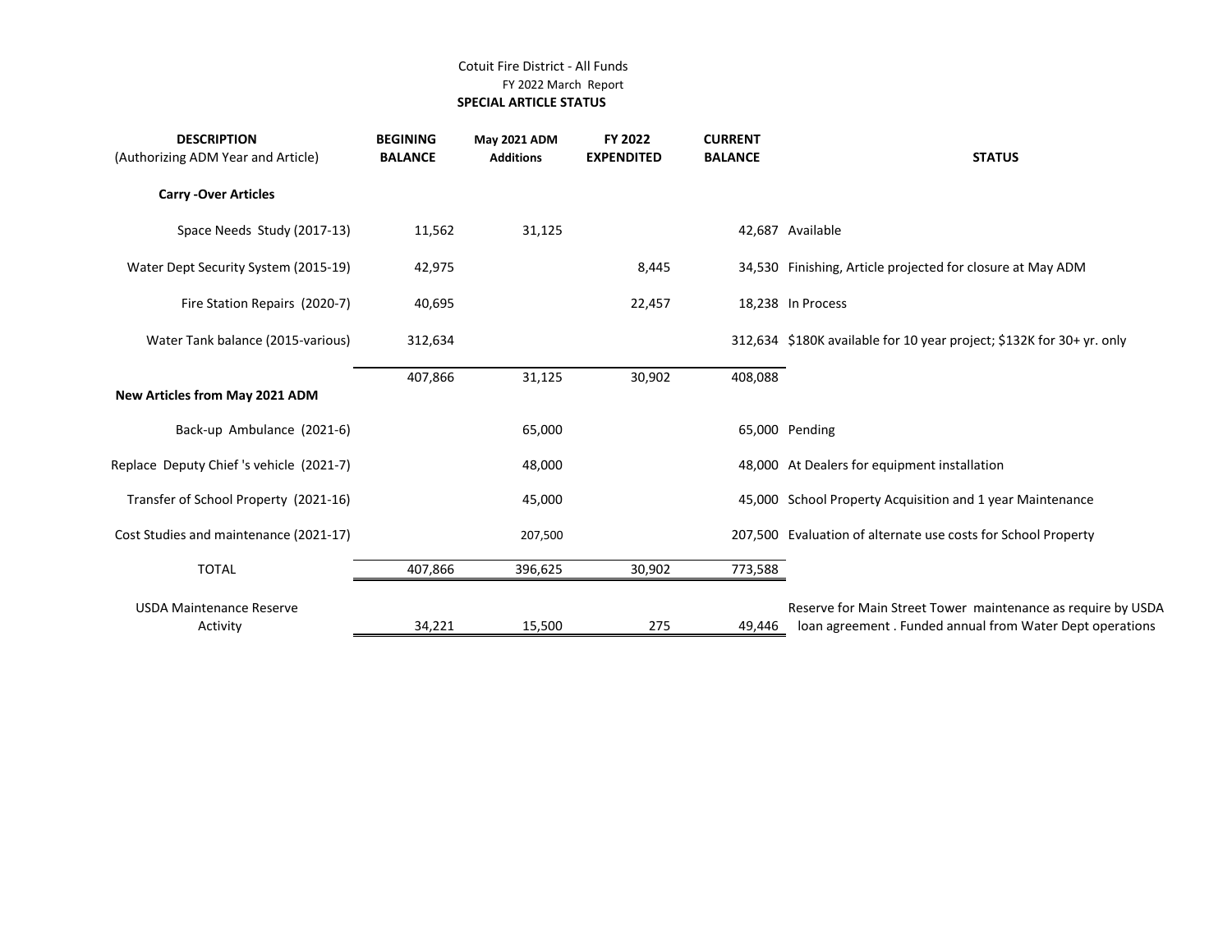Cotuit Fire District - All Funds

FY 2022 March Report

**SPECIAL ARTICLE STATUS**

| DESCRIPTION (Authorizing ADM Year and Article) | BEGINING BALANCE | May 2021 ADM Additions | FY 2022 EXPENDITED | CURRENT BALANCE | STATUS |
|---|---|---|---|---|---|
| **Carry -Over Articles** | | | | | |
| Space Needs Study (2017-13) | 11,562 | 31,125 | | 42,687 | Available |
| Water Dept Security System (2015-19) | 42,975 | | 8,445 | 34,530 | Finishing, Article projected for closure at May ADM |
| Fire Station Repairs (2020-7) | 40,695 | | 22,457 | 18,238 | In Process |
| Water Tank balance (2015-various) | 312,634 | | | 312,634 | $180K available for 10 year project; $132K for 30+ yr. only |
| | 407,866 | 31,125 | 30,902 | 408,088 | |
| **New Articles from May 2021 ADM** | | | | | |
| Back-up Ambulance (2021-6) | | 65,000 | | 65,000 | Pending |
| Replace Deputy Chief 's vehicle (2021-7) | | 48,000 | | 48,000 | At Dealers for equipment installation |
| Transfer of School Property (2021-16) | | 45,000 | | 45,000 | School Property Acquisition and 1 year Maintenance |
| Cost Studies and maintenance (2021-17) | | 207,500 | | 207,500 | Evaluation of alternate use costs for School Property |
| TOTAL | 407,866 | 396,625 | 30,902 | 773,588 | |
| USDA Maintenance Reserve Activity | 34,221 | 15,500 | 275 | 49,446 | Reserve for Main Street Tower maintenance as require by USDA loan agreement . Funded annual from Water Dept operations |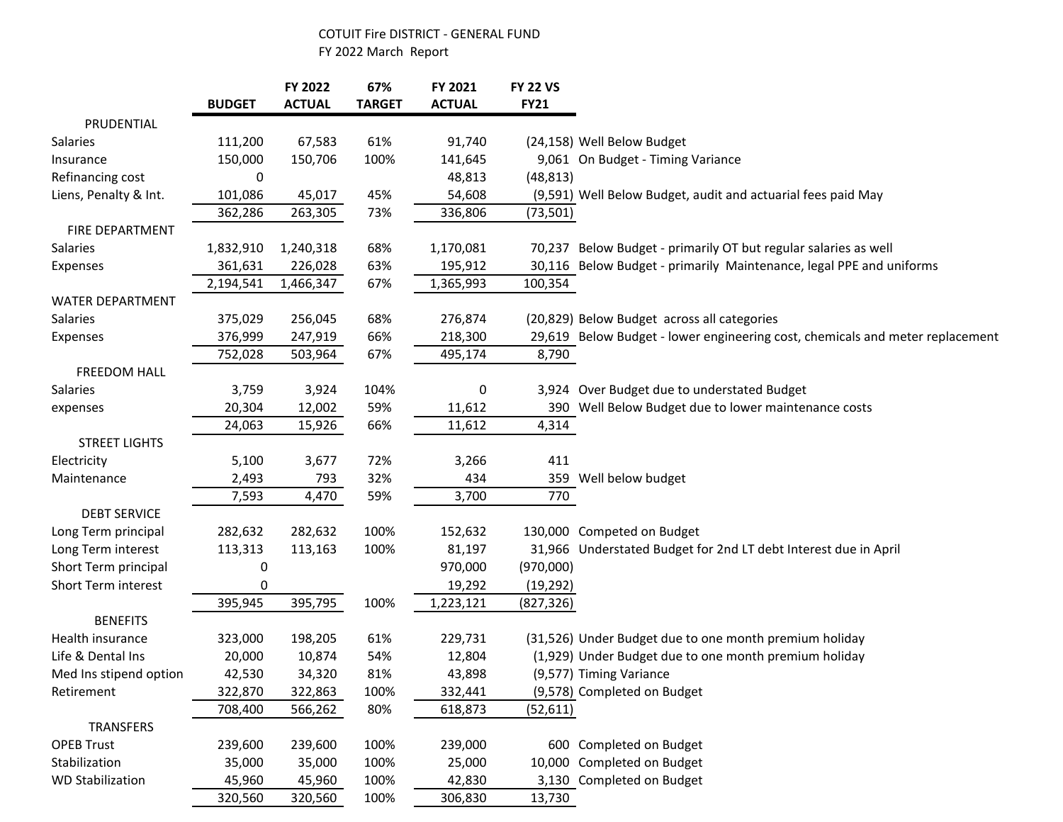# COTUIT Fire DISTRICT - GENERAL FUND

FY 2022 March Report

| | BUDGET | FY 2022 ACTUAL | 67% TARGET | FY 2021 ACTUAL | FY 22 VS FY21 | |
|---|---|---|---|---|---|---|
| **PRUDENTIAL** | | | | | | |
| Salaries | 111,200 | 67,583 | 61% | 91,740 | (24,158) | Well Below Budget |
| Insurance | 150,000 | 150,706 | 100% | 141,645 | 9,061 | On Budget - Timing Variance |
| Refinancing cost | 0 | | | 48,813 | (48,813) | |
| Liens, Penalty & Int. | 101,086 | 45,017 | 45% | 54,608 | (9,591) | Well Below Budget, audit and actuarial fees paid May |
| | 362,286 | 263,305 | 73% | 336,806 | (73,501) | |
| **FIRE DEPARTMENT** | | | | | | |
| Salaries | 1,832,910 | 1,240,318 | 68% | 1,170,081 | 70,237 | Below Budget - primarily OT but regular salaries as well |
| Expenses | 361,631 | 226,028 | 63% | 195,912 | 30,116 | Below Budget - primarily Maintenance, legal PPE and uniforms |
| | 2,194,541 | 1,466,347 | 67% | 1,365,993 | 100,354 | |
| **WATER DEPARTMENT** | | | | | | |
| Salaries | 375,029 | 256,045 | 68% | 276,874 | (20,829) | Below Budget across all categories |
| Expenses | 376,999 | 247,919 | 66% | 218,300 | 29,619 | Below Budget - lower engineering cost, chemicals and meter replacement |
| | 752,028 | 503,964 | 67% | 495,174 | 8,790 | |
| **FREEDOM HALL** | | | | | | |
| Salaries | 3,759 | 3,924 | 104% | 0 | 3,924 | Over Budget due to understated Budget |
| expenses | 20,304 | 12,002 | 59% | 11,612 | 390 | Well Below Budget due to lower maintenance costs |
| | 24,063 | 15,926 | 66% | 11,612 | 4,314 | |
| **STREET LIGHTS** | | | | | | |
| Electricity | 5,100 | 3,677 | 72% | 3,266 | 411 | |
| Maintenance | 2,493 | 793 | 32% | 434 | 359 | Well below budget |
| | 7,593 | 4,470 | 59% | 3,700 | 770 | |
| **DEBT SERVICE** | | | | | | |
| Long Term principal | 282,632 | 282,632 | 100% | 152,632 | 130,000 | Competed on Budget |
| Long Term interest | 113,313 | 113,163 | 100% | 81,197 | 31,966 | Understated Budget for 2nd LT debt Interest due in April |
| Short Term principal | 0 | | | 970,000 | (970,000) | |
| Short Term interest | 0 | | | 19,292 | (19,292) | |
| | 395,945 | 395,795 | 100% | 1,223,121 | (827,326) | |
| **BENEFITS** | | | | | | |
| Health insurance | 323,000 | 198,205 | 61% | 229,731 | (31,526) | Under Budget due to one month premium holiday |
| Life & Dental Ins | 20,000 | 10,874 | 54% | 12,804 | (1,929) | Under Budget due to one month premium holiday |
| Med Ins stipend option | 42,530 | 34,320 | 81% | 43,898 | (9,577) | Timing Variance |
| Retirement | 322,870 | 322,863 | 100% | 332,441 | (9,578) | Completed on Budget |
| | 708,400 | 566,262 | 80% | 618,873 | (52,611) | |
| **TRANSFERS** | | | | | | |
| OPEB Trust | 239,600 | 239,600 | 100% | 239,000 | 600 | Completed on Budget |
| Stabilization | 35,000 | 35,000 | 100% | 25,000 | 10,000 | Completed on Budget |
| WD Stabilization | 45,960 | 45,960 | 100% | 42,830 | 3,130 | Completed on Budget |
| | 320,560 | 320,560 | 100% | 306,830 | 13,730 | |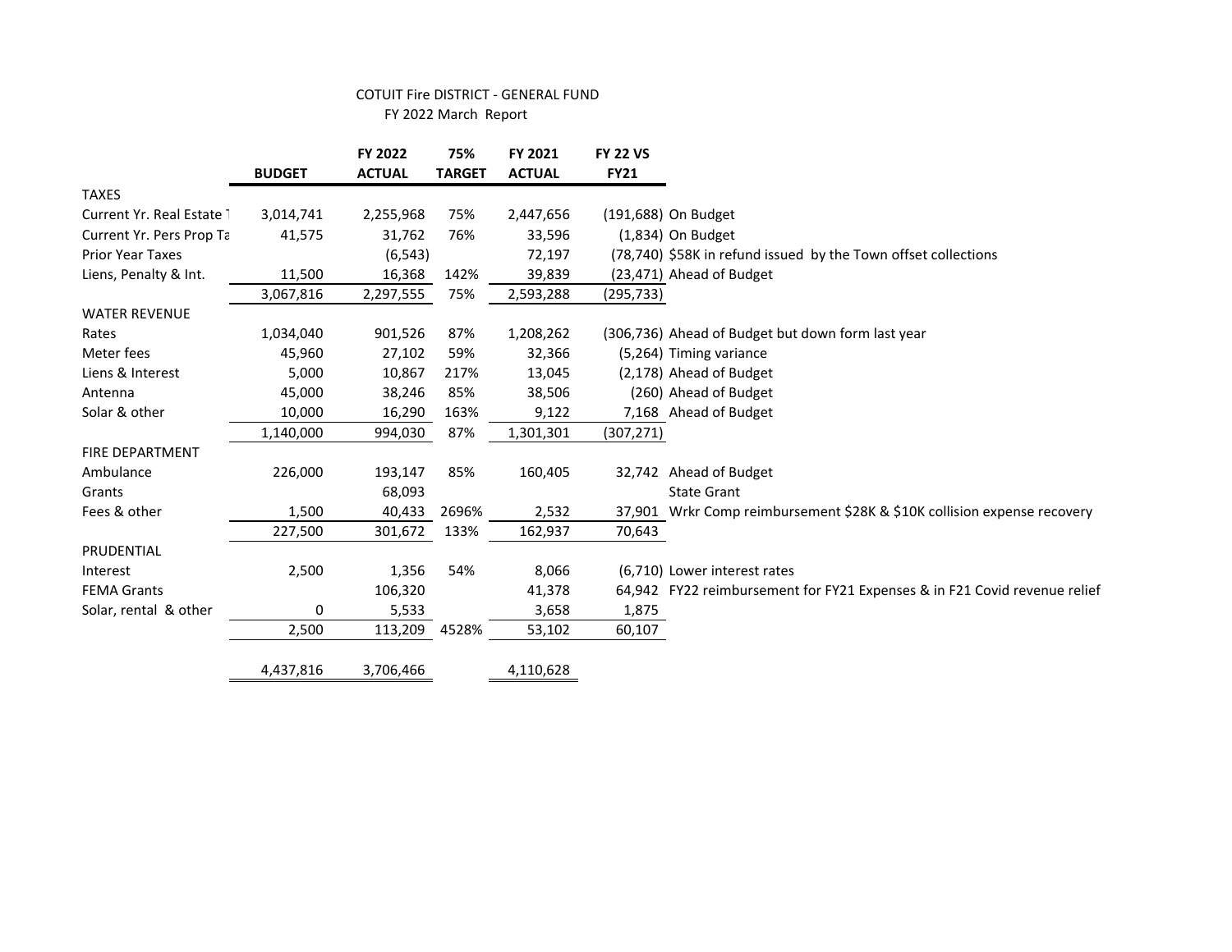COTUIT Fire DISTRICT - GENERAL FUND

FY 2022 March Report

| | BUDGET | FY 2022 ACTUAL | 75% TARGET | FY 2021 ACTUAL | FY 22 VS FY21 | |
|---|---|---|---|---|---|---|
| TAXES | | | | | | |
| Current Yr. Real Estate T | 3,014,741 | 2,255,968 | 75% | 2,447,656 | (191,688) | On Budget |
| Current Yr. Pers Prop Ta | 41,575 | 31,762 | 76% | 33,596 | (1,834) | On Budget |
| Prior Year Taxes | | (6,543) | | 72,197 | (78,740) | $58K in refund issued by the Town offset collections |
| Liens, Penalty & Int. | 11,500 | 16,368 | 142% | 39,839 | (23,471) | Ahead of Budget |
| | 3,067,816 | 2,297,555 | 75% | 2,593,288 | (295,733) | |
| WATER REVENUE | | | | | | |
| Rates | 1,034,040 | 901,526 | 87% | 1,208,262 | (306,736) | Ahead of Budget but down form last year |
| Meter fees | 45,960 | 27,102 | 59% | 32,366 | (5,264) | Timing variance |
| Liens & Interest | 5,000 | 10,867 | 217% | 13,045 | (2,178) | Ahead of Budget |
| Antenna | 45,000 | 38,246 | 85% | 38,506 | (260) | Ahead of Budget |
| Solar & other | 10,000 | 16,290 | 163% | 9,122 | 7,168 | Ahead of Budget |
| | 1,140,000 | 994,030 | 87% | 1,301,301 | (307,271) | |
| FIRE DEPARTMENT | | | | | | |
| Ambulance | 226,000 | 193,147 | 85% | 160,405 | 32,742 | Ahead of Budget |
| Grants | | 68,093 | | | | State Grant |
| Fees & other | 1,500 | 40,433 | 2696% | 2,532 | 37,901 | Wrkr Comp reimbursement $28K & $10K collision expense recovery |
| | 227,500 | 301,672 | 133% | 162,937 | 70,643 | |
| PRUDENTIAL | | | | | | |
| Interest | 2,500 | 1,356 | 54% | 8,066 | (6,710) | Lower interest rates |
| FEMA Grants | | 106,320 | | 41,378 | 64,942 | FY22 reimbursement for FY21 Expenses & in F21 Covid revenue relief |
| Solar, rental & other | 0 | 5,533 | | 3,658 | 1,875 | |
| | 2,500 | 113,209 | 4528% | 53,102 | 60,107 | |
| | 4,437,816 | 3,706,466 | | 4,110,628 | | |